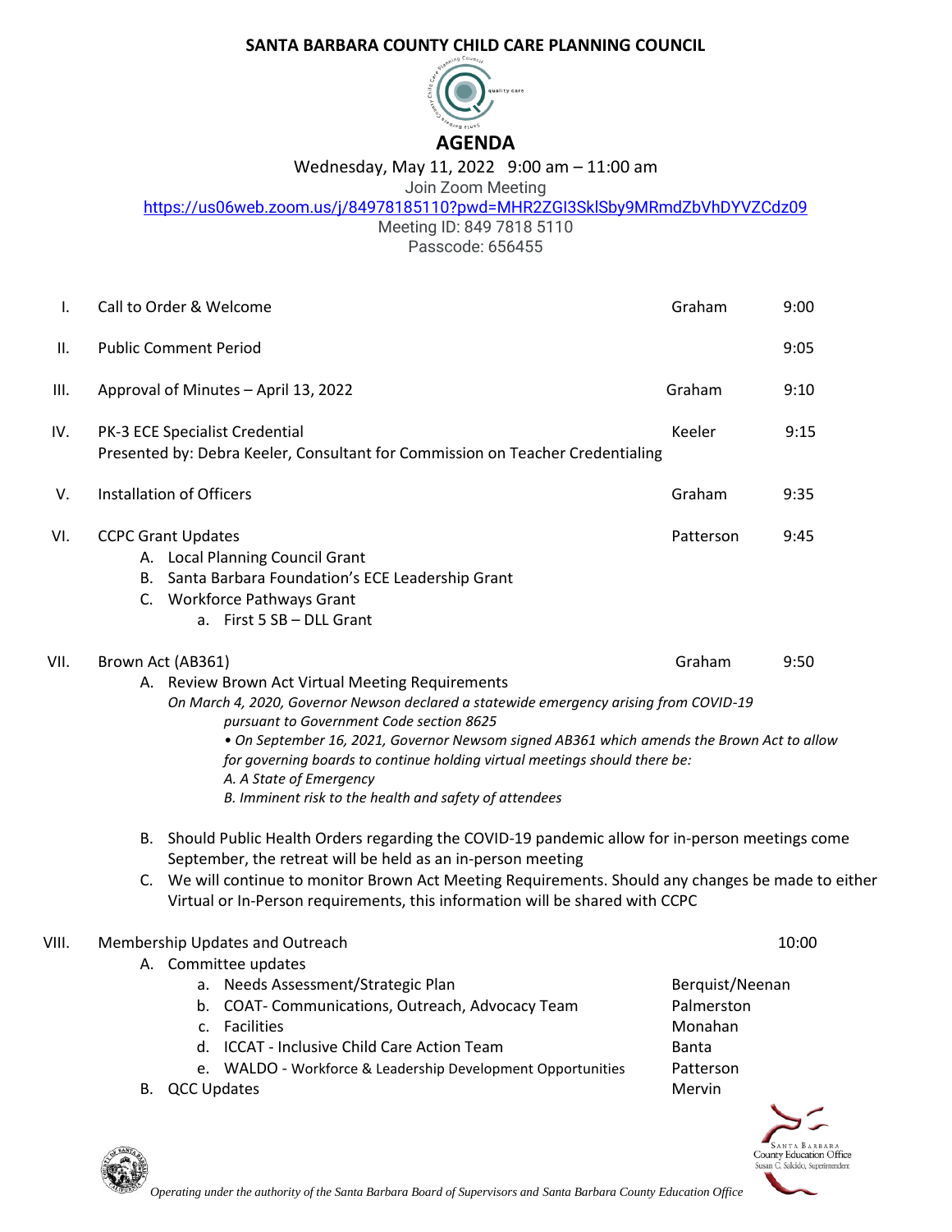# SANTA BARBARA COUNTY CHILD CARE PLANNING COUNCIL

## AGENDA

Wednesday, May 11, 2022 9:00 am – 11:00 am

Join Zoom Meeting

https://us06web.zoom.us/j/84978185110?pwd=MHR2ZGI3SklSby9MRmdZbVhDYVZCdz09

Meeting ID: 849 7818 5110

Passcode: 656455

| | | | |
|---|---|---|---|
| I. | Call to Order & Welcome | Graham | 9:00 |
| II. | Public Comment Period | | 9:05 |
| III. | Approval of Minutes – April 13, 2022 | Graham | 9:10 |
| IV. | PK-3 ECE Specialist Credential<br>Presented by: Debra Keeler, Consultant for Commission on Teacher Credentialing | Keeler | 9:15 |
| V. | Installation of Officers | Graham | 9:35 |
| VI. | CCPC Grant Updates<br>A. Local Planning Council Grant<br>B. Santa Barbara Foundation's ECE Leadership Grant<br>C. Workforce Pathways Grant<br>a. First 5 SB – DLL Grant | Patterson | 9:45 |
| VII. | Brown Act (AB361) | Graham | 9:50 |

A. Review Brown Act Virtual Meeting Requirements

*On March 4, 2020, Governor Newson declared a statewide emergency arising from COVID-19 pursuant to Government Code section 8625*

*• On September 16, 2021, Governor Newsom signed AB361 which amends the Brown Act to allow for governing boards to continue holding virtual meetings should there be:*

*A. A State of Emergency*

*B. Imminent risk to the health and safety of attendees*

B. Should Public Health Orders regarding the COVID-19 pandemic allow for in-person meetings come September, the retreat will be held as an in-person meeting

C. We will continue to monitor Brown Act Meeting Requirements. Should any changes be made to either Virtual or In-Person requirements, this information will be shared with CCPC

| | | | |
|---|---|---|---|
| VIII. | Membership Updates and Outreach | | 10:00 |
| | A. Committee updates | | |
| | a. Needs Assessment/Strategic Plan | Berquist/Neenan | |
| | b. COAT- Communications, Outreach, Advocacy Team | Palmerston | |
| | c. Facilities | Monahan | |
| | d. ICCAT - Inclusive Child Care Action Team | Banta | |
| | e. WALDO - Workforce & Leadership Development Opportunities | Patterson | |
| | B. QCC Updates | Mervin | |

*Operating under the authority of the Santa Barbara Board of Supervisors and Santa Barbara County Education Office*

Santa Barbara County Education Office
Susan C. Salcido, Superintendent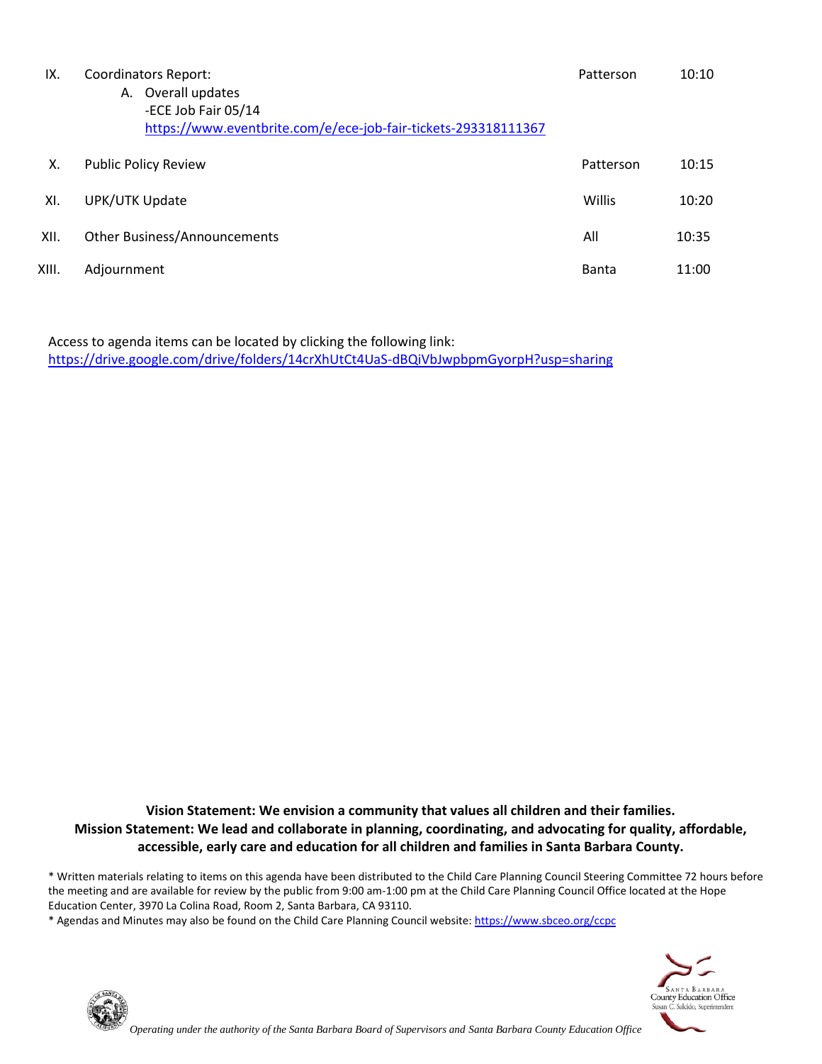| | | | |
|---|---|---|---|
| IX. | Coordinators Report:<br>A. Overall updates<br>-ECE Job Fair 05/14<br>https://www.eventbrite.com/e/ece-job-fair-tickets-293318111367 | Patterson | 10:10 |
| X. | Public Policy Review | Patterson | 10:15 |
| XI. | UPK/UTK Update | Willis | 10:20 |
| XII. | Other Business/Announcements | All | 10:35 |
| XIII. | Adjournment | Banta | 11:00 |

Access to agenda items can be located by clicking the following link:
https://drive.google.com/drive/folders/14crXhUtCt4UaS-dBQiVbJwpbpmGyorpH?usp=sharing

**Vision Statement: We envision a community that values all children and their families.**
**Mission Statement: We lead and collaborate in planning, coordinating, and advocating for quality, affordable, accessible, early care and education for all children and families in Santa Barbara County.**

* Written materials relating to items on this agenda have been distributed to the Child Care Planning Council Steering Committee 72 hours before the meeting and are available for review by the public from 9:00 am-1:00 pm at the Child Care Planning Council Office located at the Hope Education Center, 3970 La Colina Road, Room 2, Santa Barbara, CA 93110.
* Agendas and Minutes may also be found on the Child Care Planning Council website: https://www.sbceo.org/ccpc

Santa Barbara County Education Office
Susan C. Salcido, Superintendent

*Operating under the authority of the Santa Barbara Board of Supervisors and Santa Barbara County Education Office*